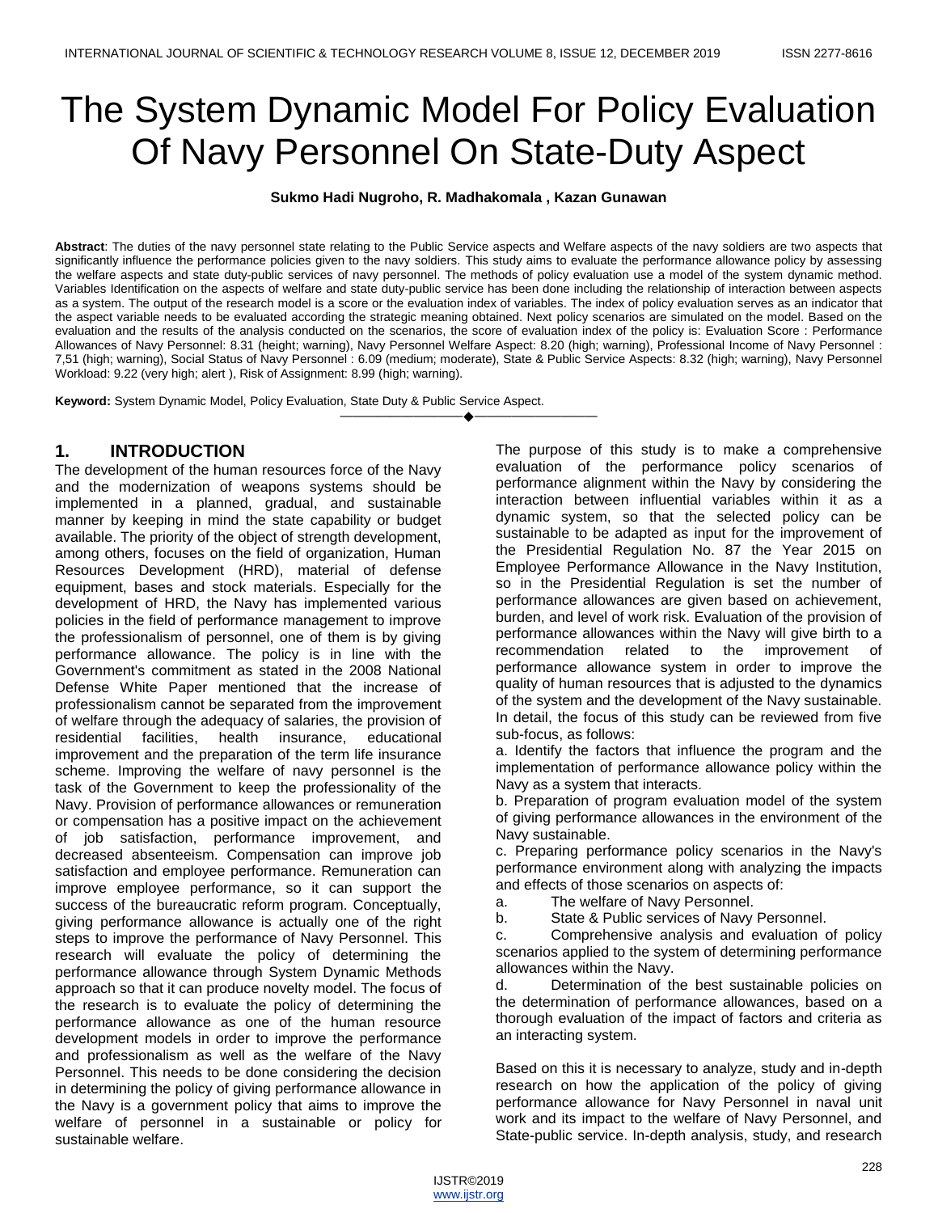# The System Dynamic Model For Policy Evaluation Of Navy Personnel On State-Duty Aspect

**Sukmo Hadi Nugroho, R. Madhakomala , Kazan Gunawan**

**Abstract**: The duties of the navy personnel state relating to the Public Service aspects and Welfare aspects of the navy soldiers are two aspects that significantly influence the performance policies given to the navy soldiers. This study aims to evaluate the performance allowance policy by assessing the welfare aspects and state duty-public services of navy personnel. The methods of policy evaluation use a model of the system dynamic method. Variables Identification on the aspects of welfare and state duty-public service has been done including the relationship of interaction between aspects as a system. The output of the research model is a score or the evaluation index of variables. The index of policy evaluation serves as an indicator that the aspect variable needs to be evaluated according the strategic meaning obtained. Next policy scenarios are simulated on the model. Based on the evaluation and the results of the analysis conducted on the scenarios, the score of evaluation index of the policy is: Evaluation Score : Performance Allowances of Navy Personnel: 8.31 (height; warning), Navy Personnel Welfare Aspect: 8.20 (high; warning), Professional Income of Navy Personnel : 7,51 (high; warning), Social Status of Navy Personnel : 6.09 (medium; moderate), State & Public Service Aspects: 8.32 (high; warning), Navy Personnel Workload: 9.22 (very high; alert ), Risk of Assignment: 8.99 (high; warning).

**Keyword:** System Dynamic Model, Policy Evaluation, State Duty & Public Service Aspect.

---

## 1. INTRODUCTION

The development of the human resources force of the Navy and the modernization of weapons systems should be implemented in a planned, gradual, and sustainable manner by keeping in mind the state capability or budget available. The priority of the object of strength development, among others, focuses on the field of organization, Human Resources Development (HRD), material of defense equipment, bases and stock materials. Especially for the development of HRD, the Navy has implemented various policies in the field of performance management to improve the professionalism of personnel, one of them is by giving performance allowance. The policy is in line with the Government's commitment as stated in the 2008 National Defense White Paper mentioned that the increase of professionalism cannot be separated from the improvement of welfare through the adequacy of salaries, the provision of residential facilities, health insurance, educational improvement and the preparation of the term life insurance scheme. Improving the welfare of navy personnel is the task of the Government to keep the professionality of the Navy. Provision of performance allowances or remuneration or compensation has a positive impact on the achievement of job satisfaction, performance improvement, and decreased absenteeism. Compensation can improve job satisfaction and employee performance. Remuneration can improve employee performance, so it can support the success of the bureaucratic reform program. Conceptually, giving performance allowance is actually one of the right steps to improve the performance of Navy Personnel. This research will evaluate the policy of determining the performance allowance through System Dynamic Methods approach so that it can produce novelty model. The focus of the research is to evaluate the policy of determining the performance allowance as one of the human resource development models in order to improve the performance and professionalism as well as the welfare of the Navy Personnel. This needs to be done considering the decision in determining the policy of giving performance allowance in the Navy is a government policy that aims to improve the welfare of personnel in a sustainable or policy for sustainable welfare.

The purpose of this study is to make a comprehensive evaluation of the performance policy scenarios of performance alignment within the Navy by considering the interaction between influential variables within it as a dynamic system, so that the selected policy can be sustainable to be adapted as input for the improvement of the Presidential Regulation No. 87 the Year 2015 on Employee Performance Allowance in the Navy Institution, so in the Presidential Regulation is set the number of performance allowances are given based on achievement, burden, and level of work risk. Evaluation of the provision of performance allowances within the Navy will give birth to a recommendation related to the improvement of performance allowance system in order to improve the quality of human resources that is adjusted to the dynamics of the system and the development of the Navy sustainable. In detail, the focus of this study can be reviewed from five sub-focus, as follows:

a. Identify the factors that influence the program and the implementation of performance allowance policy within the Navy as a system that interacts.

b. Preparation of program evaluation model of the system of giving performance allowances in the environment of the Navy sustainable.

c. Preparing performance policy scenarios in the Navy's performance environment along with analyzing the impacts and effects of those scenarios on aspects of:

a. The welfare of Navy Personnel.

b. State & Public services of Navy Personnel.

c. Comprehensive analysis and evaluation of policy scenarios applied to the system of determining performance allowances within the Navy.

d. Determination of the best sustainable policies on the determination of performance allowances, based on a thorough evaluation of the impact of factors and criteria as an interacting system.

Based on this it is necessary to analyze, study and in-depth research on how the application of the policy of giving performance allowance for Navy Personnel in naval unit work and its impact to the welfare of Navy Personnel, and State-public service. In-depth analysis, study, and research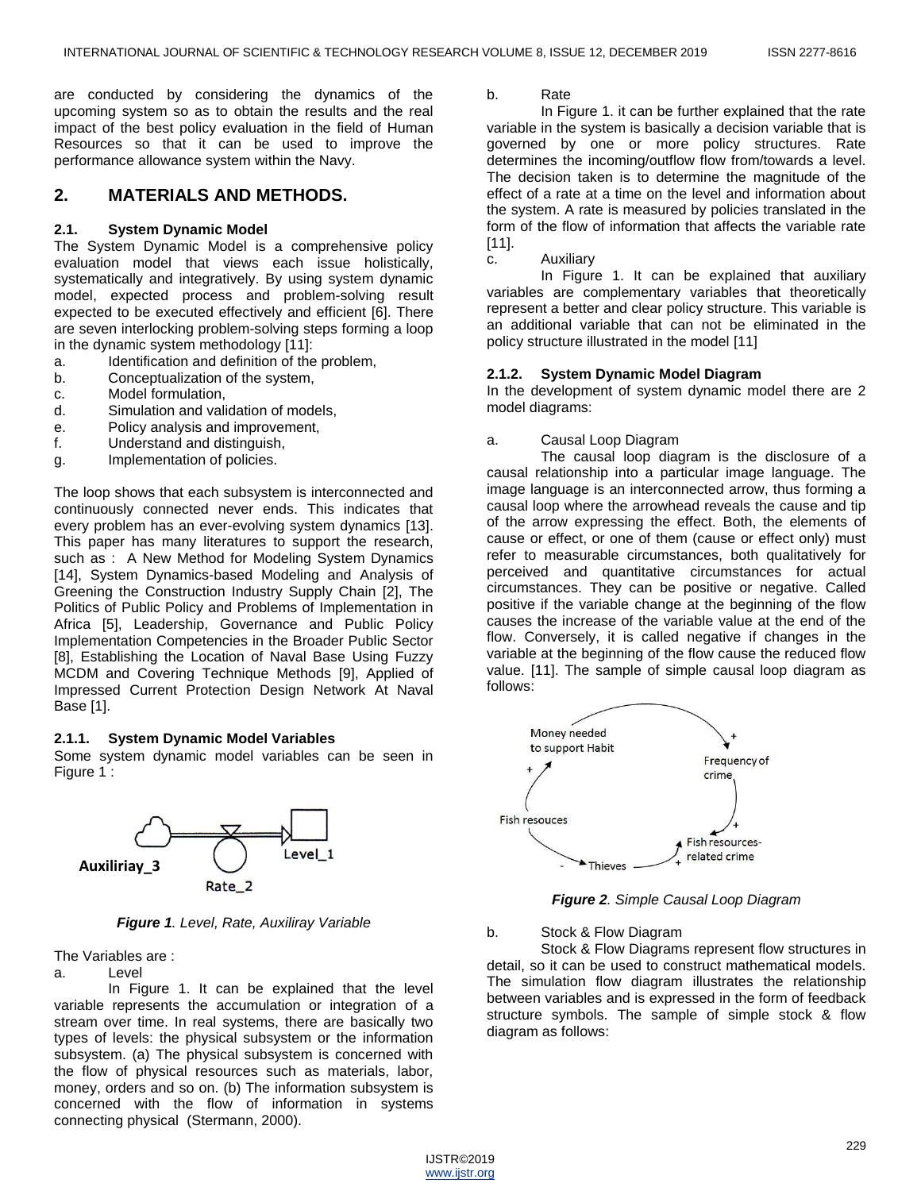are conducted by considering the dynamics of the upcoming system so as to obtain the results and the real impact of the best policy evaluation in the field of Human Resources so that it can be used to improve the performance allowance system within the Navy.

## 2. MATERIALS AND METHODS.

### 2.1. System Dynamic Model

The System Dynamic Model is a comprehensive policy evaluation model that views each issue holistically, systematically and integratively. By using system dynamic model, expected process and problem-solving result expected to be executed effectively and efficient [6]. There are seven interlocking problem-solving steps forming a loop in the dynamic system methodology [11]:

a. Identification and definition of the problem,
b. Conceptualization of the system,
c. Model formulation,
d. Simulation and validation of models,
e. Policy analysis and improvement,
f. Understand and distinguish,
g. Implementation of policies.

The loop shows that each subsystem is interconnected and continuously connected never ends. This indicates that every problem has an ever-evolving system dynamics [13]. This paper has many literatures to support the research, such as : A New Method for Modeling System Dynamics [14], System Dynamics-based Modeling and Analysis of Greening the Construction Industry Supply Chain [2], The Politics of Public Policy and Problems of Implementation in Africa [5], Leadership, Governance and Public Policy Implementation Competencies in the Broader Public Sector [8], Establishing the Location of Naval Base Using Fuzzy MCDM and Covering Technique Methods [9], Applied of Impressed Current Protection Design Network At Naval Base [1].

#### 2.1.1. System Dynamic Model Variables

Some system dynamic model variables can be seen in Figure 1 :

***Figure 1**. Level, Rate, Auxiliray Variable*

The Variables are :

a. Level

In Figure 1. It can be explained that the level variable represents the accumulation or integration of a stream over time. In real systems, there are basically two types of levels: the physical subsystem or the information subsystem. (a) The physical subsystem is concerned with the flow of physical resources such as materials, labor, money, orders and so on. (b) The information subsystem is concerned with the flow of information in systems connecting physical (Stermann, 2000).

b. Rate

In Figure 1. it can be further explained that the rate variable in the system is basically a decision variable that is governed by one or more policy structures. Rate determines the incoming/outflow flow from/towards a level. The decision taken is to determine the magnitude of the effect of a rate at a time on the level and information about the system. A rate is measured by policies translated in the form of the flow of information that affects the variable rate [11].

c. Auxiliary

In Figure 1. It can be explained that auxiliary variables are complementary variables that theoretically represent a better and clear policy structure. This variable is an additional variable that can not be eliminated in the policy structure illustrated in the model [11]

#### 2.1.2. System Dynamic Model Diagram

In the development of system dynamic model there are 2 model diagrams:

a. Causal Loop Diagram

The causal loop diagram is the disclosure of a causal relationship into a particular image language. The image language is an interconnected arrow, thus forming a causal loop where the arrowhead reveals the cause and tip of the arrow expressing the effect. Both, the elements of cause or effect, or one of them (cause or effect only) must refer to measurable circumstances, both qualitatively for perceived and quantitative circumstances for actual circumstances. They can be positive or negative. Called positive if the variable change at the beginning of the flow causes the increase of the variable value at the end of the flow. Conversely, it is called negative if changes in the variable at the beginning of the flow cause the reduced flow value. [11]. The sample of simple causal loop diagram as follows:

***Figure 2**. Simple Causal Loop Diagram*

b. Stock & Flow Diagram

Stock & Flow Diagrams represent flow structures in detail, so it can be used to construct mathematical models. The simulation flow diagram illustrates the relationship between variables and is expressed in the form of feedback structure symbols. The sample of simple stock & flow diagram as follows: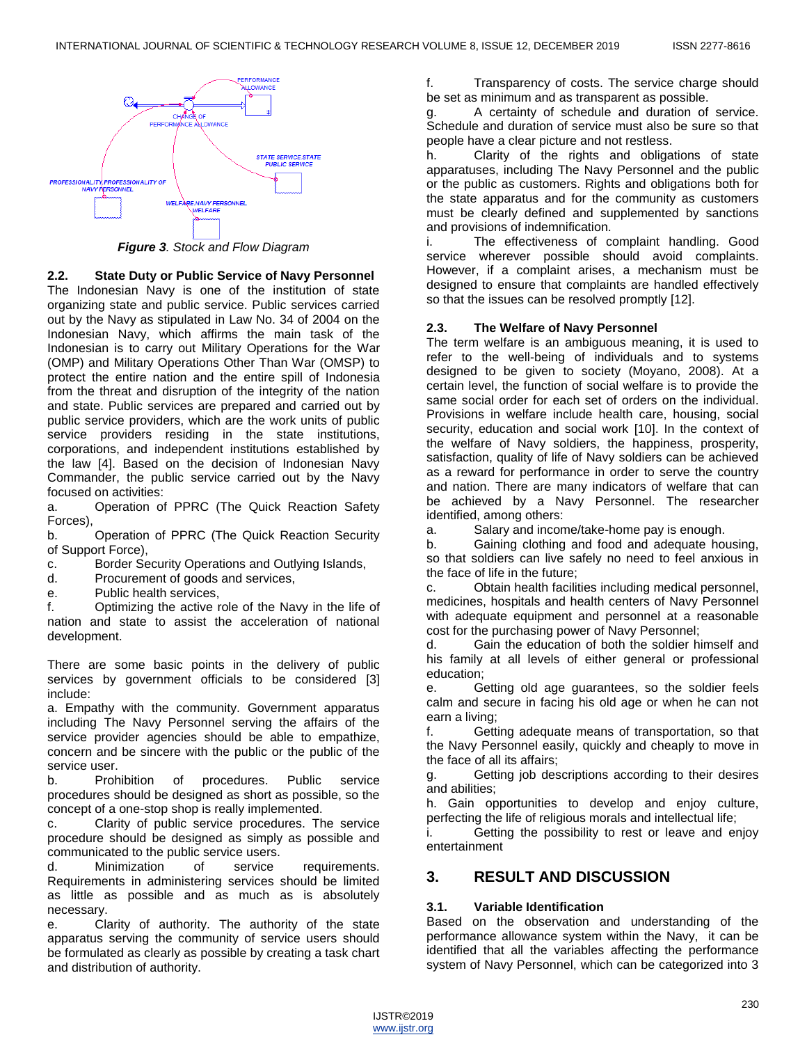*Figure 3. Stock and Flow Diagram*

### 2.2. State Duty or Public Service of Navy Personnel

The Indonesian Navy is one of the institution of state organizing state and public service. Public services carried out by the Navy as stipulated in Law No. 34 of 2004 on the Indonesian Navy, which affirms the main task of the Indonesian is to carry out Military Operations for the War (OMP) and Military Operations Other Than War (OMSP) to protect the entire nation and the entire spill of Indonesia from the threat and disruption of the integrity of the nation and state. Public services are prepared and carried out by public service providers, which are the work units of public service providers residing in the state institutions, corporations, and independent institutions established by the law [4]. Based on the decision of Indonesian Navy Commander, the public service carried out by the Navy focused on activities:

a. Operation of PPRC (The Quick Reaction Safety Forces),
b. Operation of PPRC (The Quick Reaction Security of Support Force),
c. Border Security Operations and Outlying Islands,
d. Procurement of goods and services,
e. Public health services,
f. Optimizing the active role of the Navy in the life of nation and state to assist the acceleration of national development.

There are some basic points in the delivery of public services by government officials to be considered [3] include:

a. Empathy with the community. Government apparatus including The Navy Personnel serving the affairs of the service provider agencies should be able to empathize, concern and be sincere with the public or the public of the service user.
b. Prohibition of procedures. Public service procedures should be designed as short as possible, so the concept of a one-stop shop is really implemented.
c. Clarity of public service procedures. The service procedure should be designed as simply as possible and communicated to the public service users.
d. Minimization of service requirements. Requirements in administering services should be limited as little as possible and as much as is absolutely necessary.
e. Clarity of authority. The authority of the state apparatus serving the community of service users should be formulated as clearly as possible by creating a task chart and distribution of authority.
f. Transparency of costs. The service charge should be set as minimum and as transparent as possible.
g. A certainty of schedule and duration of service. Schedule and duration of service must also be sure so that people have a clear picture and not restless.
h. Clarity of the rights and obligations of state apparatuses, including The Navy Personnel and the public or the public as customers. Rights and obligations both for the state apparatus and for the community as customers must be clearly defined and supplemented by sanctions and provisions of indemnification.
i. The effectiveness of complaint handling. Good service wherever possible should avoid complaints. However, if a complaint arises, a mechanism must be designed to ensure that complaints are handled effectively so that the issues can be resolved promptly [12].

### 2.3. The Welfare of Navy Personnel

The term welfare is an ambiguous meaning, it is used to refer to the well-being of individuals and to systems designed to be given to society (Moyano, 2008). At a certain level, the function of social welfare is to provide the same social order for each set of orders on the individual. Provisions in welfare include health care, housing, social security, education and social work [10]. In the context of the welfare of Navy soldiers, the happiness, prosperity, satisfaction, quality of life of Navy soldiers can be achieved as a reward for performance in order to serve the country and nation. There are many indicators of welfare that can be achieved by a Navy Personnel. The researcher identified, among others:

a. Salary and income/take-home pay is enough.
b. Gaining clothing and food and adequate housing, so that soldiers can live safely no need to feel anxious in the face of life in the future;
c. Obtain health facilities including medical personnel, medicines, hospitals and health centers of Navy Personnel with adequate equipment and personnel at a reasonable cost for the purchasing power of Navy Personnel;
d. Gain the education of both the soldier himself and his family at all levels of either general or professional education;
e. Getting old age guarantees, so the soldier feels calm and secure in facing his old age or when he can not earn a living;
f. Getting adequate means of transportation, so that the Navy Personnel easily, quickly and cheaply to move in the face of all its affairs;
g. Getting job descriptions according to their desires and abilities;
h. Gain opportunities to develop and enjoy culture, perfecting the life of religious morals and intellectual life;
i. Getting the possibility to rest or leave and enjoy entertainment

## 3. RESULT AND DISCUSSION

### 3.1. Variable Identification

Based on the observation and understanding of the performance allowance system within the Navy, it can be identified that all the variables affecting the performance system of Navy Personnel, which can be categorized into 3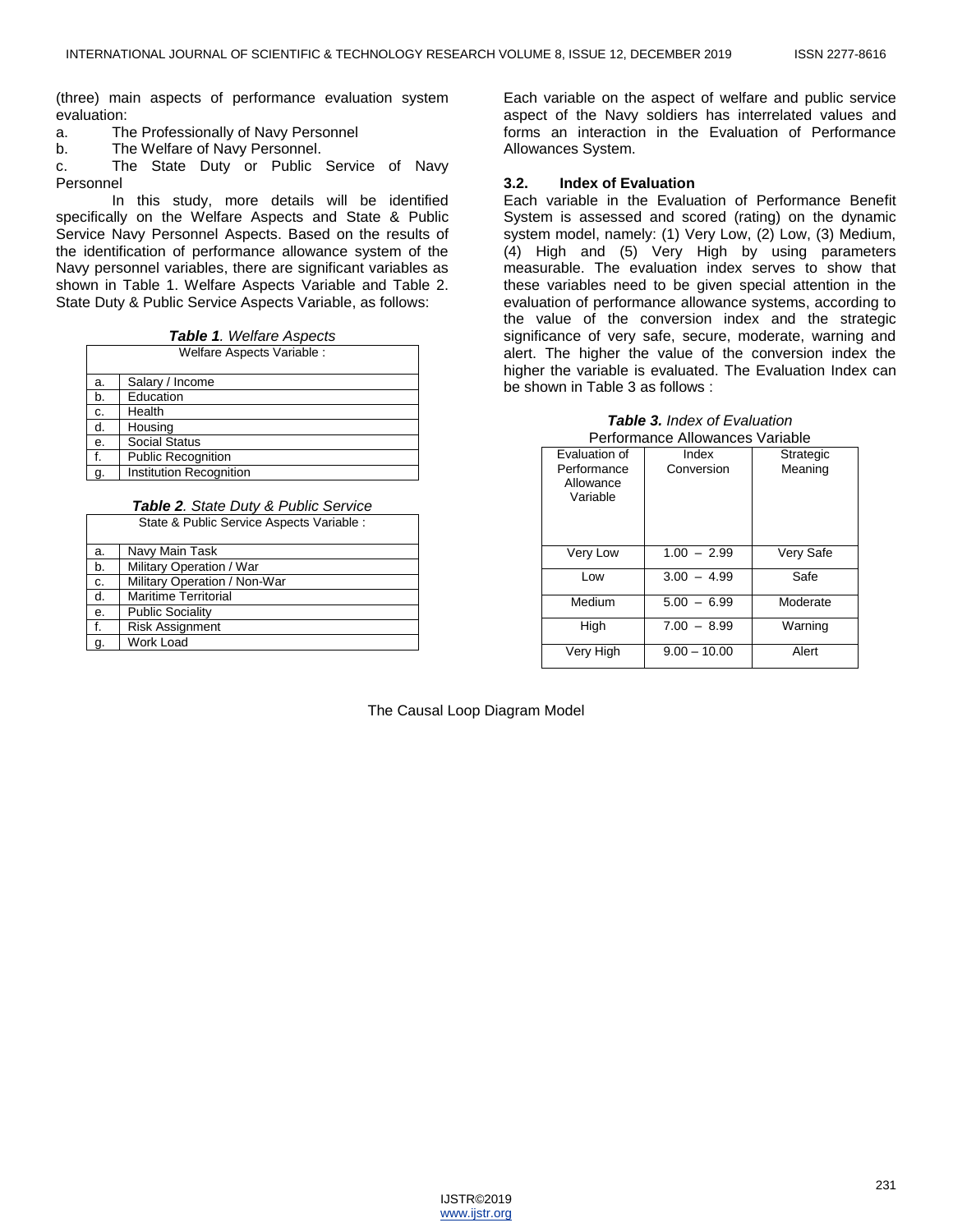(three) main aspects of performance evaluation system evaluation:

a. The Professionally of Navy Personnel
b. The Welfare of Navy Personnel.
c. The State Duty or Public Service of Navy Personnel

In this study, more details will be identified specifically on the Welfare Aspects and State & Public Service Navy Personnel Aspects. Based on the results of the identification of performance allowance system of the Navy personnel variables, there are significant variables as shown in Table 1. Welfare Aspects Variable and Table 2. State Duty & Public Service Aspects Variable, as follows:

***Table 1**. Welfare Aspects*

| Welfare Aspects Variable : | |
|---|---|
| a. | Salary / Income |
| b. | Education |
| c. | Health |
| d. | Housing |
| e. | Social Status |
| f. | Public Recognition |
| g. | Institution Recognition |

***Table 2**. State Duty & Public Service*

| State & Public Service Aspects Variable : | |
|---|---|
| a. | Navy Main Task |
| b. | Military Operation / War |
| c. | Military Operation / Non-War |
| d. | Maritime Territorial |
| e. | Public Sociality |
| f. | Risk Assignment |
| g. | Work Load |

Each variable on the aspect of welfare and public service aspect of the Navy soldiers has interrelated values and forms an interaction in the Evaluation of Performance Allowances System.

### 3.2. Index of Evaluation

Each variable in the Evaluation of Performance Benefit System is assessed and scored (rating) on the dynamic system model, namely: (1) Very Low, (2) Low, (3) Medium, (4) High and (5) Very High by using parameters measurable. The evaluation index serves to show that these variables need to be given special attention in the evaluation of performance allowance systems, according to the value of the conversion index and the strategic significance of very safe, secure, moderate, warning and alert. The higher the value of the conversion index the higher the variable is evaluated. The Evaluation Index can be shown in Table 3 as follows :

***Table 3.** Index of Evaluation*
Performance Allowances Variable

| Evaluation of Performance Allowance Variable | Index Conversion | Strategic Meaning |
|---|---|---|
| Very Low | 1.00 – 2.99 | Very Safe |
| Low | 3.00 – 4.99 | Safe |
| Medium | 5.00 – 6.99 | Moderate |
| High | 7.00 – 8.99 | Warning |
| Very High | 9.00 – 10.00 | Alert |

The Causal Loop Diagram Model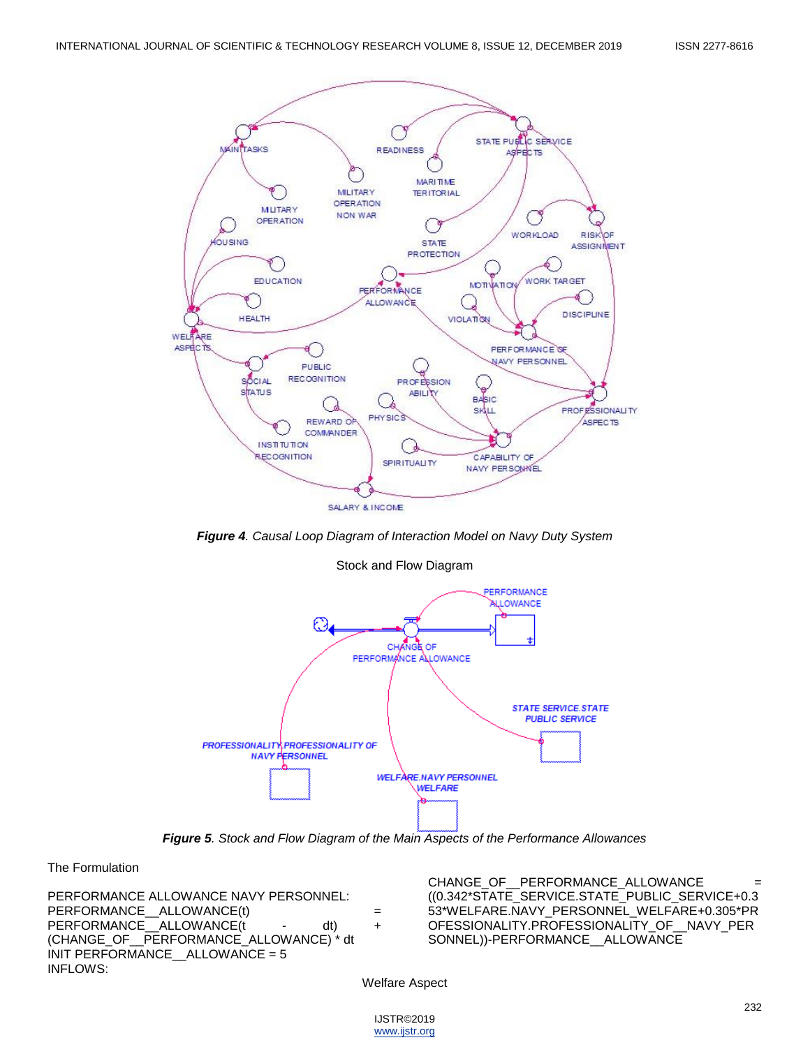*Figure 4. Causal Loop Diagram of Interaction Model on Navy Duty System*

Stock and Flow Diagram

*Figure 5. Stock and Flow Diagram of the Main Aspects of the Performance Allowances*

The Formulation

PERFORMANCE ALLOWANCE NAVY PERSONNEL:
PERFORMANCE__ALLOWANCE(t) = PERFORMANCE__ALLOWANCE(t - dt) + (CHANGE_OF__PERFORMANCE_ALLOWANCE) * dt
INIT PERFORMANCE__ALLOWANCE = 5
INFLOWS:
CHANGE_OF__PERFORMANCE_ALLOWANCE = ((0.342*STATE_SERVICE.STATE_PUBLIC_SERVICE+0.353*WELFARE.NAVY_PERSONNEL_WELFARE+0.305*PROFESSIONALITY.PROFESSIONALITY_OF__NAVY_PERSONNEL))-PERFORMANCE__ALLOWANCE

Welfare Aspect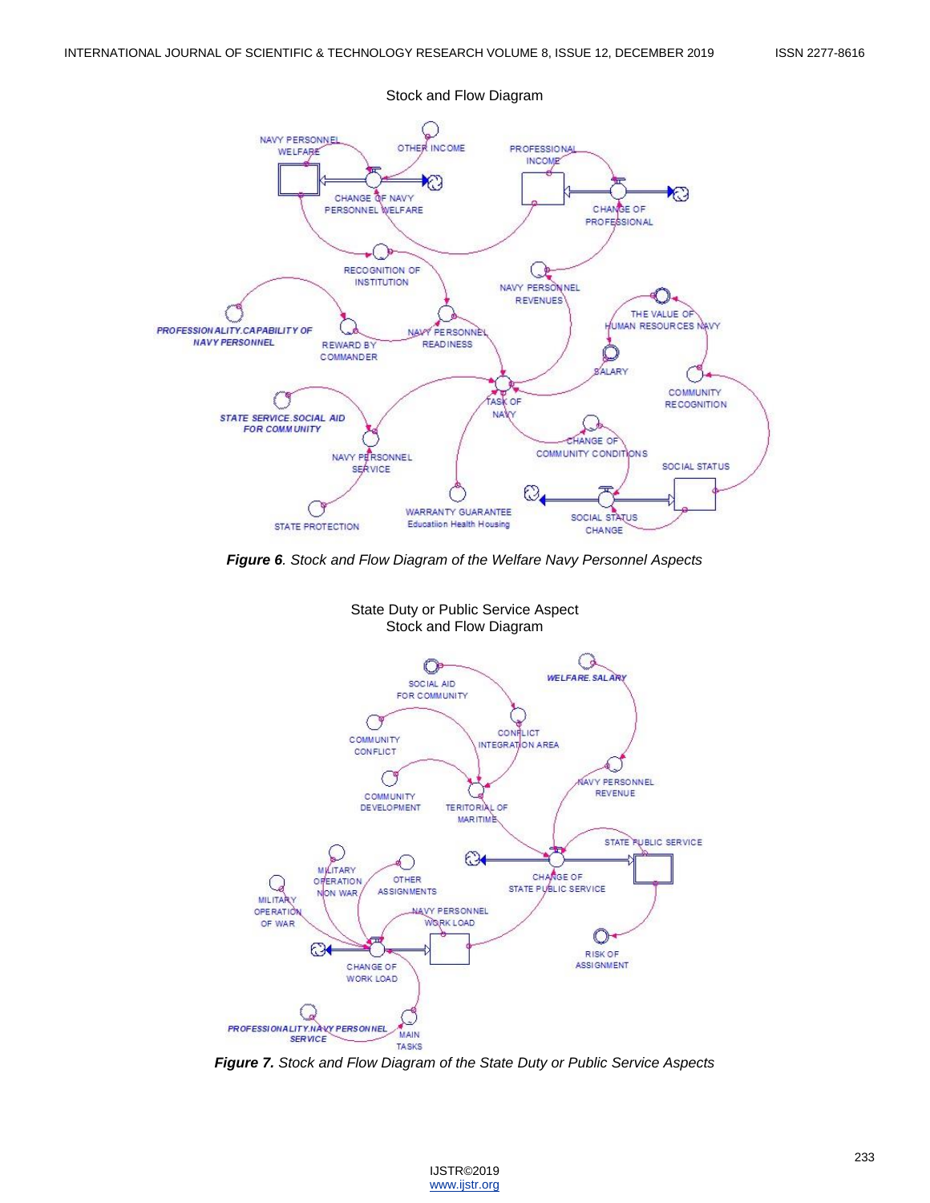Stock and Flow Diagram

***Figure 6**. Stock and Flow Diagram of the Welfare Navy Personnel Aspects*

State Duty or Public Service Aspect
Stock and Flow Diagram

***Figure 7.** Stock and Flow Diagram of the State Duty or Public Service Aspects*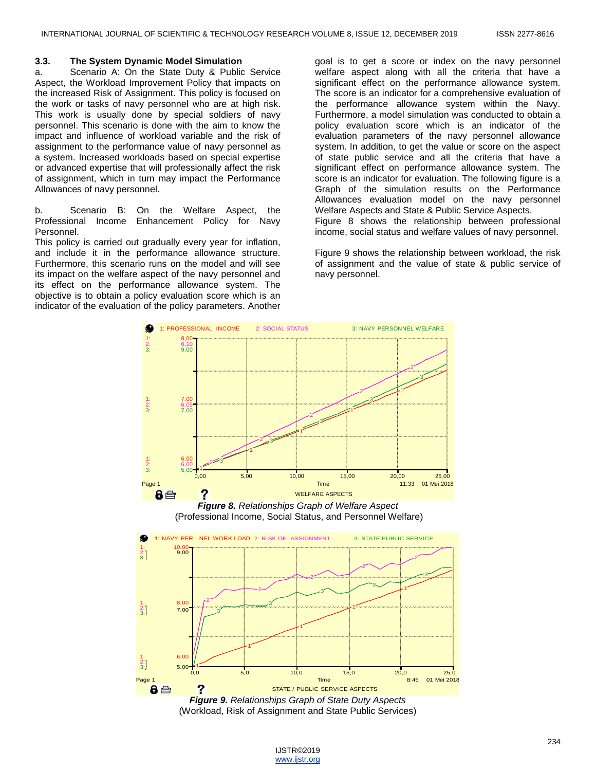### 3.3. The System Dynamic Model Simulation

a. Scenario A: On the State Duty & Public Service Aspect, the Workload Improvement Policy that impacts on the increased Risk of Assignment. This policy is focused on the work or tasks of navy personnel who are at high risk. This work is usually done by special soldiers of navy personnel. This scenario is done with the aim to know the impact and influence of workload variable and the risk of assignment to the performance value of navy personnel as a system. Increased workloads based on special expertise or advanced expertise that will professionally affect the risk of assignment, which in turn may impact the Performance Allowances of navy personnel.

b. Scenario B: On the Welfare Aspect, the Professional Income Enhancement Policy for Navy Personnel.

This policy is carried out gradually every year for inflation, and include it in the performance allowance structure. Furthermore, this scenario runs on the model and will see its impact on the welfare aspect of the navy personnel and its effect on the performance allowance system. The objective is to obtain a policy evaluation score which is an indicator of the evaluation of the policy parameters. Another goal is to get a score or index on the navy personnel welfare aspect along with all the criteria that have a significant effect on the performance allowance system. The score is an indicator for a comprehensive evaluation of the performance allowance system within the Navy. Furthermore, a model simulation was conducted to obtain a policy evaluation score which is an indicator of the evaluation parameters of the navy personnel allowance system. In addition, to get the value or score on the aspect of state public service and all the criteria that have a significant effect on performance allowance system. The score is an indicator for evaluation. The following figure is a Graph of the simulation results on the Performance Allowances evaluation model on the navy personnel Welfare Aspects and State & Public Service Aspects.

Figure 8 shows the relationship between professional income, social status and welfare values of navy personnel.

Figure 9 shows the relationship between workload, the risk of assignment and the value of state & public service of navy personnel.

***Figure 8.*** *Relationships Graph of Welfare Aspect*
(Professional Income, Social Status, and Personnel Welfare)

***Figure 9.*** *Relationships Graph of State Duty Aspects*
(Workload, Risk of Assignment and State Public Services)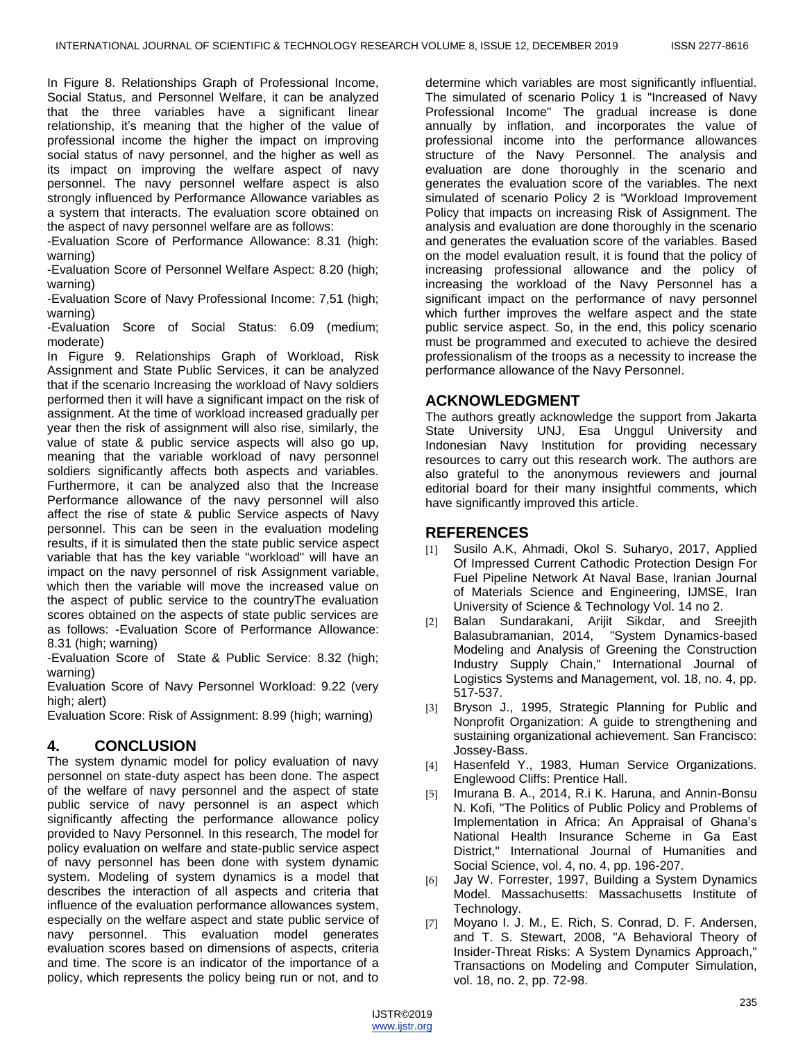In Figure 8. Relationships Graph of Professional Income, Social Status, and Personnel Welfare, it can be analyzed that the three variables have a significant linear relationship, it's meaning that the higher of the value of professional income the higher the impact on improving social status of navy personnel, and the higher as well as its impact on improving the welfare aspect of navy personnel. The navy personnel welfare aspect is also strongly influenced by Performance Allowance variables as a system that interacts. The evaluation score obtained on the aspect of navy personnel welfare are as follows:

-Evaluation Score of Performance Allowance: 8.31 (high: warning)

-Evaluation Score of Personnel Welfare Aspect: 8.20 (high; warning)

-Evaluation Score of Navy Professional Income: 7,51 (high; warning)

-Evaluation Score of Social Status: 6.09 (medium; moderate)

In Figure 9. Relationships Graph of Workload, Risk Assignment and State Public Services, it can be analyzed that if the scenario Increasing the workload of Navy soldiers performed then it will have a significant impact on the risk of assignment. At the time of workload increased gradually per year then the risk of assignment will also rise, similarly, the value of state & public service aspects will also go up, meaning that the variable workload of navy personnel soldiers significantly affects both aspects and variables. Furthermore, it can be analyzed also that the Increase Performance allowance of the navy personnel will also affect the rise of state & public Service aspects of Navy personnel. This can be seen in the evaluation modeling results, if it is simulated then the state public service aspect variable that has the key variable "workload" will have an impact on the navy personnel of risk Assignment variable, which then the variable will move the increased value on the aspect of public service to the countryThe evaluation scores obtained on the aspects of state public services are as follows: -Evaluation Score of Performance Allowance: 8.31 (high; warning)

-Evaluation Score of State & Public Service: 8.32 (high; warning)

Evaluation Score of Navy Personnel Workload: 9.22 (very high; alert)

Evaluation Score: Risk of Assignment: 8.99 (high; warning)

## 4. CONCLUSION

The system dynamic model for policy evaluation of navy personnel on state-duty aspect has been done. The aspect of the welfare of navy personnel and the aspect of state public service of navy personnel is an aspect which significantly affecting the performance allowance policy provided to Navy Personnel. In this research, The model for policy evaluation on welfare and state-public service aspect of navy personnel has been done with system dynamic system. Modeling of system dynamics is a model that describes the interaction of all aspects and criteria that influence of the evaluation performance allowances system, especially on the welfare aspect and state public service of navy personnel. This evaluation model generates evaluation scores based on dimensions of aspects, criteria and time. The score is an indicator of the importance of a policy, which represents the policy being run or not, and to determine which variables are most significantly influential. The simulated of scenario Policy 1 is "Increased of Navy Professional Income" The gradual increase is done annually by inflation, and incorporates the value of professional income into the performance allowances structure of the Navy Personnel. The analysis and evaluation are done thoroughly in the scenario and generates the evaluation score of the variables. The next simulated of scenario Policy 2 is "Workload Improvement Policy that impacts on increasing Risk of Assignment. The analysis and evaluation are done thoroughly in the scenario and generates the evaluation score of the variables. Based on the model evaluation result, it is found that the policy of increasing professional allowance and the policy of increasing the workload of the Navy Personnel has a significant impact on the performance of navy personnel which further improves the welfare aspect and the state public service aspect. So, in the end, this policy scenario must be programmed and executed to achieve the desired professionalism of the troops as a necessity to increase the performance allowance of the Navy Personnel.

## ACKNOWLEDGMENT

The authors greatly acknowledge the support from Jakarta State University UNJ, Esa Unggul University and Indonesian Navy Institution for providing necessary resources to carry out this research work. The authors are also grateful to the anonymous reviewers and journal editorial board for their many insightful comments, which have significantly improved this article.

## REFERENCES

[1] Susilo A.K, Ahmadi, Okol S. Suharyo, 2017, Applied Of Impressed Current Cathodic Protection Design For Fuel Pipeline Network At Naval Base, Iranian Journal of Materials Science and Engineering, IJMSE, Iran University of Science & Technology Vol. 14 no 2.

[2] Balan Sundarakani, Arijit Sikdar, and Sreejith Balasubramanian, 2014, "System Dynamics-based Modeling and Analysis of Greening the Construction Industry Supply Chain," International Journal of Logistics Systems and Management, vol. 18, no. 4, pp. 517-537.

[3] Bryson J., 1995, Strategic Planning for Public and Nonprofit Organization: A guide to strengthening and sustaining organizational achievement. San Francisco: Jossey-Bass.

[4] Hasenfeld Y., 1983, Human Service Organizations. Englewood Cliffs: Prentice Hall.

[5] Imurana B. A., 2014, R.i K. Haruna, and Annin-Bonsu N. Kofi, "The Politics of Public Policy and Problems of Implementation in Africa: An Appraisal of Ghana's National Health Insurance Scheme in Ga East District," International Journal of Humanities and Social Science, vol. 4, no. 4, pp. 196-207.

[6] Jay W. Forrester, 1997, Building a System Dynamics Model. Massachusetts: Massachusetts Institute of Technology.

[7] Moyano I. J. M., E. Rich, S. Conrad, D. F. Andersen, and T. S. Stewart, 2008, "A Behavioral Theory of Insider-Threat Risks: A System Dynamics Approach," Transactions on Modeling and Computer Simulation, vol. 18, no. 2, pp. 72-98.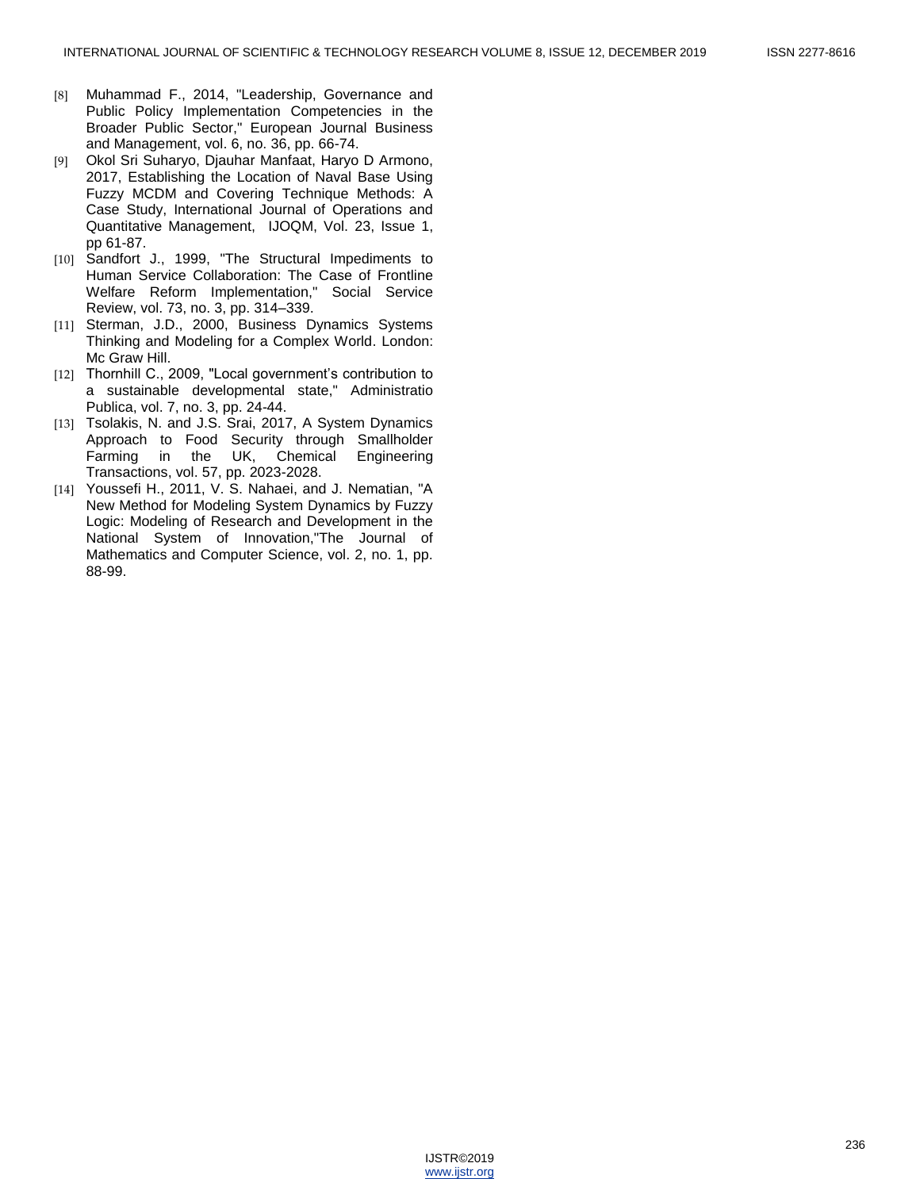[8] Muhammad F., 2014, "Leadership, Governance and Public Policy Implementation Competencies in the Broader Public Sector," European Journal Business and Management, vol. 6, no. 36, pp. 66-74.

[9] Okol Sri Suharyo, Djauhar Manfaat, Haryo D Armono, 2017, Establishing the Location of Naval Base Using Fuzzy MCDM and Covering Technique Methods: A Case Study, International Journal of Operations and Quantitative Management, IJOQM, Vol. 23, Issue 1, pp 61-87.

[10] Sandfort J., 1999, "The Structural Impediments to Human Service Collaboration: The Case of Frontline Welfare Reform Implementation," Social Service Review, vol. 73, no. 3, pp. 314–339.

[11] Sterman, J.D., 2000, Business Dynamics Systems Thinking and Modeling for a Complex World. London: Mc Graw Hill.

[12] Thornhill C., 2009, "Local government's contribution to a sustainable developmental state," Administratio Publica, vol. 7, no. 3, pp. 24-44.

[13] Tsolakis, N. and J.S. Srai, 2017, A System Dynamics Approach to Food Security through Smallholder Farming in the UK, Chemical Engineering Transactions, vol. 57, pp. 2023-2028.

[14] Youssefi H., 2011, V. S. Nahaei, and J. Nematian, "A New Method for Modeling System Dynamics by Fuzzy Logic: Modeling of Research and Development in the National System of Innovation,"The Journal of Mathematics and Computer Science, vol. 2, no. 1, pp. 88-99.